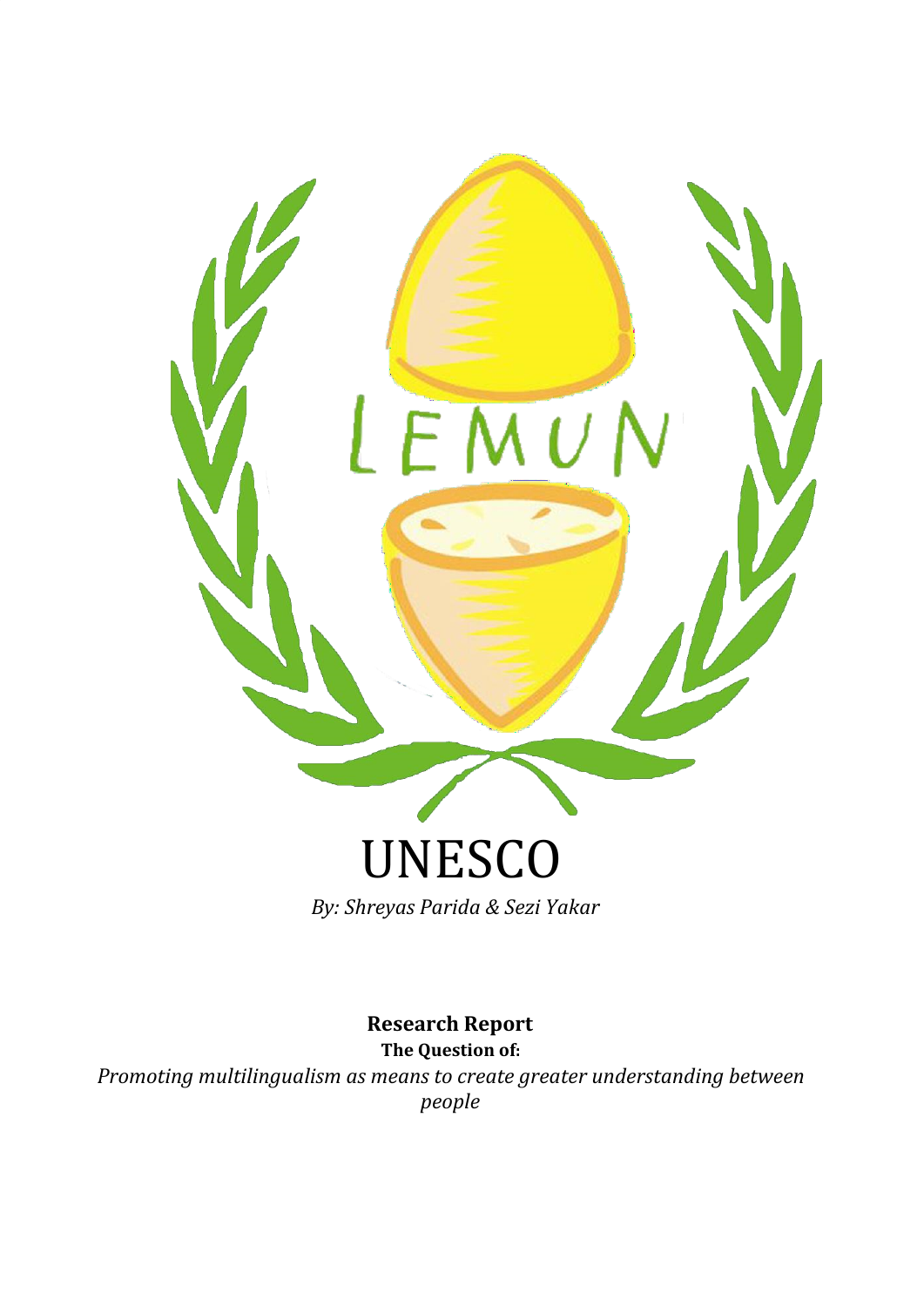# UNESCO

*By: Shreyas Parida & Sezi Yakar*

**Research Report**

**The Question of:**

*Promoting multilingualism as means to create greater understanding between people*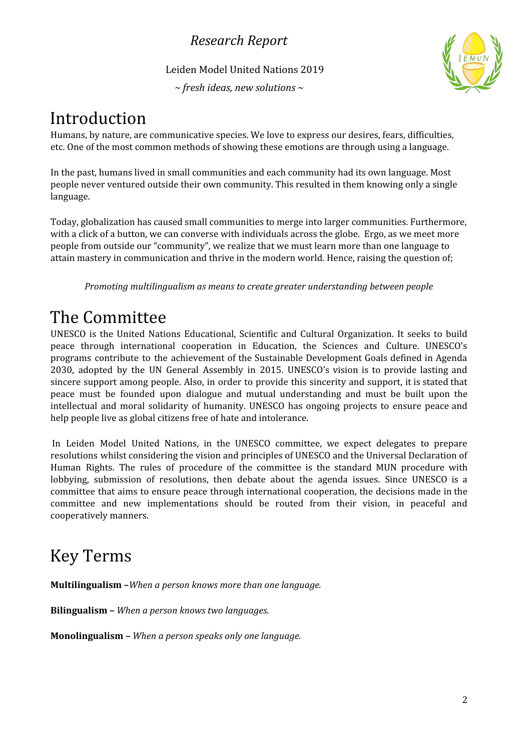# Introduction

Humans, by nature, are communicative species. We love to express our desires, fears, difficulties, etc. One of the most common methods of showing these emotions are through using a language.

In the past, humans lived in small communities and each community had its own language. Most people never ventured outside their own community. This resulted in them knowing only a single language.

Today, globalization has caused small communities to merge into larger communities. Furthermore, with a click of a button, we can converse with individuals across the globe. Ergo, as we meet more people from outside our "community", we realize that we must learn more than one language to attain mastery in communication and thrive in the modern world. Hence, raising the question of;

*Promoting multilingualism as means to create greater understanding between people*

# The Committee

UNESCO is the United Nations Educational, Scientific and Cultural Organization. It seeks to build peace through international cooperation in Education, the Sciences and Culture. UNESCO's programs contribute to the achievement of the Sustainable Development Goals defined in Agenda 2030, adopted by the UN General Assembly in 2015. UNESCO's vision is to provide lasting and sincere support among people. Also, in order to provide this sincerity and support, it is stated that peace must be founded upon dialogue and mutual understanding and must be built upon the intellectual and moral solidarity of humanity. UNESCO has ongoing projects to ensure peace and help people live as global citizens free of hate and intolerance.

In Leiden Model United Nations, in the UNESCO committee, we expect delegates to prepare resolutions whilst considering the vision and principles of UNESCO and the Universal Declaration of Human Rights. The rules of procedure of the committee is the standard MUN procedure with lobbying, submission of resolutions, then debate about the agenda issues. Since UNESCO is a committee that aims to ensure peace through international cooperation, the decisions made in the committee and new implementations should be routed from their vision, in peaceful and cooperatively manners.

# Key Terms

**Multilingualism –** *When a person knows more than one language.*

**Bilingualism –** *When a person knows two languages.*

**Monolingualism –** *When a person speaks only one language.*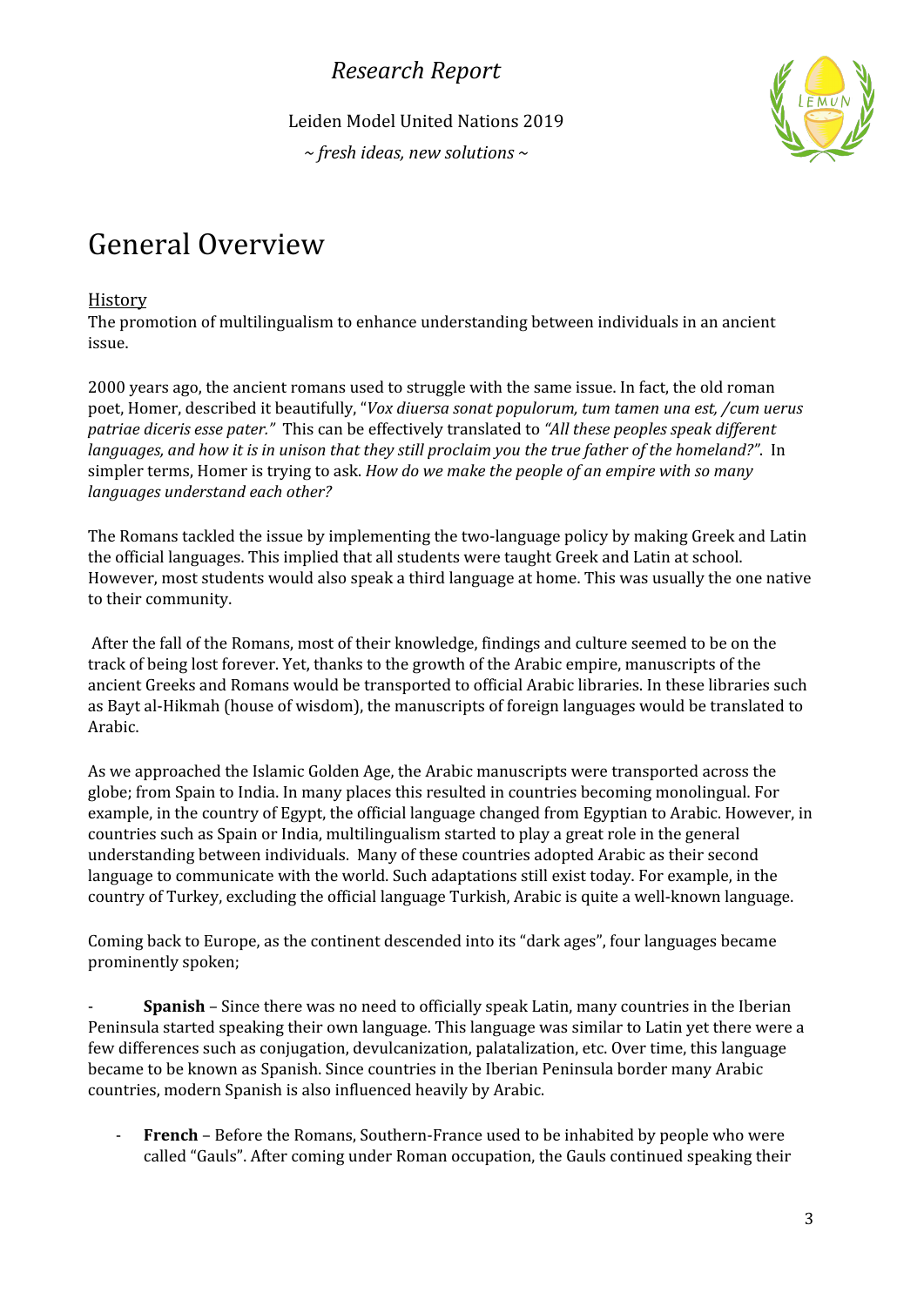# General Overview

## History

The promotion of multilingualism to enhance understanding between individuals in an ancient issue.

2000 years ago, the ancient romans used to struggle with the same issue. In fact, the old roman poet, Homer, described it beautifully, "*Vox diuersa sonat populorum, tum tamen una est, /cum uerus patriae diceris esse pater.*" This can be effectively translated to *"All these peoples speak different languages, and how it is in unison that they still proclaim you the true father of the homeland?"*. In simpler terms, Homer is trying to ask. *How do we make the people of an empire with so many languages understand each other?*

The Romans tackled the issue by implementing the two-language policy by making Greek and Latin the official languages. This implied that all students were taught Greek and Latin at school. However, most students would also speak a third language at home. This was usually the one native to their community.

After the fall of the Romans, most of their knowledge, findings and culture seemed to be on the track of being lost forever. Yet, thanks to the growth of the Arabic empire, manuscripts of the ancient Greeks and Romans would be transported to official Arabic libraries. In these libraries such as Bayt al-Hikmah (house of wisdom), the manuscripts of foreign languages would be translated to Arabic.

As we approached the Islamic Golden Age, the Arabic manuscripts were transported across the globe; from Spain to India. In many places this resulted in countries becoming monolingual. For example, in the country of Egypt, the official language changed from Egyptian to Arabic. However, in countries such as Spain or India, multilingualism started to play a great role in the general understanding between individuals. Many of these countries adopted Arabic as their second language to communicate with the world. Such adaptations still exist today. For example, in the country of Turkey, excluding the official language Turkish, Arabic is quite a well-known language.

Coming back to Europe, as the continent descended into its "dark ages", four languages became prominently spoken;

- **Spanish** – Since there was no need to officially speak Latin, many countries in the Iberian Peninsula started speaking their own language. This language was similar to Latin yet there were a few differences such as conjugation, devulcanization, palatalization, etc. Over time, this language became to be known as Spanish. Since countries in the Iberian Peninsula border many Arabic countries, modern Spanish is also influenced heavily by Arabic.
- **French** – Before the Romans, Southern-France used to be inhabited by people who were called "Gauls". After coming under Roman occupation, the Gauls continued speaking their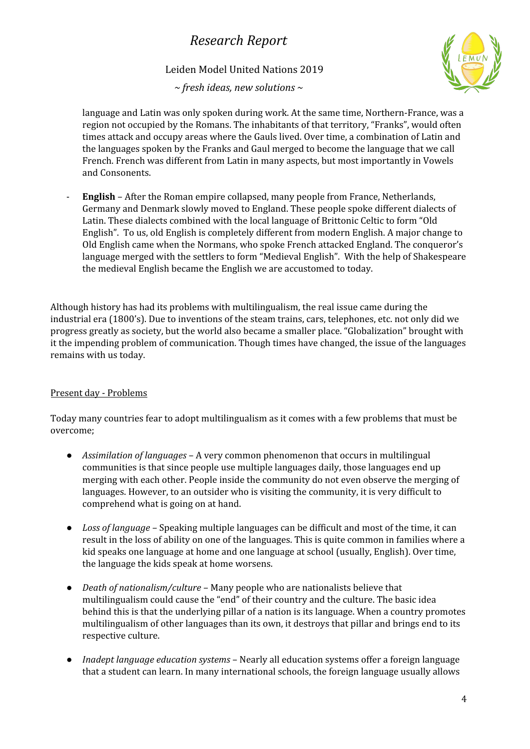language and Latin was only spoken during work. At the same time, Northern-France, was a region not occupied by the Romans. The inhabitants of that territory, "Franks", would often times attack and occupy areas where the Gauls lived. Over time, a combination of Latin and the languages spoken by the Franks and Gaul merged to become the language that we call French. French was different from Latin in many aspects, but most importantly in Vowels and Consonents.

- **English** – After the Roman empire collapsed, many people from France, Netherlands, Germany and Denmark slowly moved to England. These people spoke different dialects of Latin. These dialects combined with the local language of Brittonic Celtic to form "Old English". To us, old English is completely different from modern English. A major change to Old English came when the Normans, who spoke French attacked England. The conqueror's language merged with the settlers to form "Medieval English". With the help of Shakespeare the medieval English became the English we are accustomed to today.

Although history has had its problems with multilingualism, the real issue came during the industrial era (1800's). Due to inventions of the steam trains, cars, telephones, etc. not only did we progress greatly as society, but the world also became a smaller place. "Globalization" brought with it the impending problem of communication. Though times have changed, the issue of the languages remains with us today.

Present day - Problems

Today many countries fear to adopt multilingualism as it comes with a few problems that must be overcome;

- *Assimilation of languages* – A very common phenomenon that occurs in multilingual communities is that since people use multiple languages daily, those languages end up merging with each other. People inside the community do not even observe the merging of languages. However, to an outsider who is visiting the community, it is very difficult to comprehend what is going on at hand.

- *Loss of language* – Speaking multiple languages can be difficult and most of the time, it can result in the loss of ability on one of the languages. This is quite common in families where a kid speaks one language at home and one language at school (usually, English). Over time, the language the kids speak at home worsens.

- *Death of nationalism/culture* – Many people who are nationalists believe that multilingualism could cause the "end" of their country and the culture. The basic idea behind this is that the underlying pillar of a nation is its language. When a country promotes multilingualism of other languages than its own, it destroys that pillar and brings end to its respective culture.

- *Inadept language education systems* – Nearly all education systems offer a foreign language that a student can learn. In many international schools, the foreign language usually allows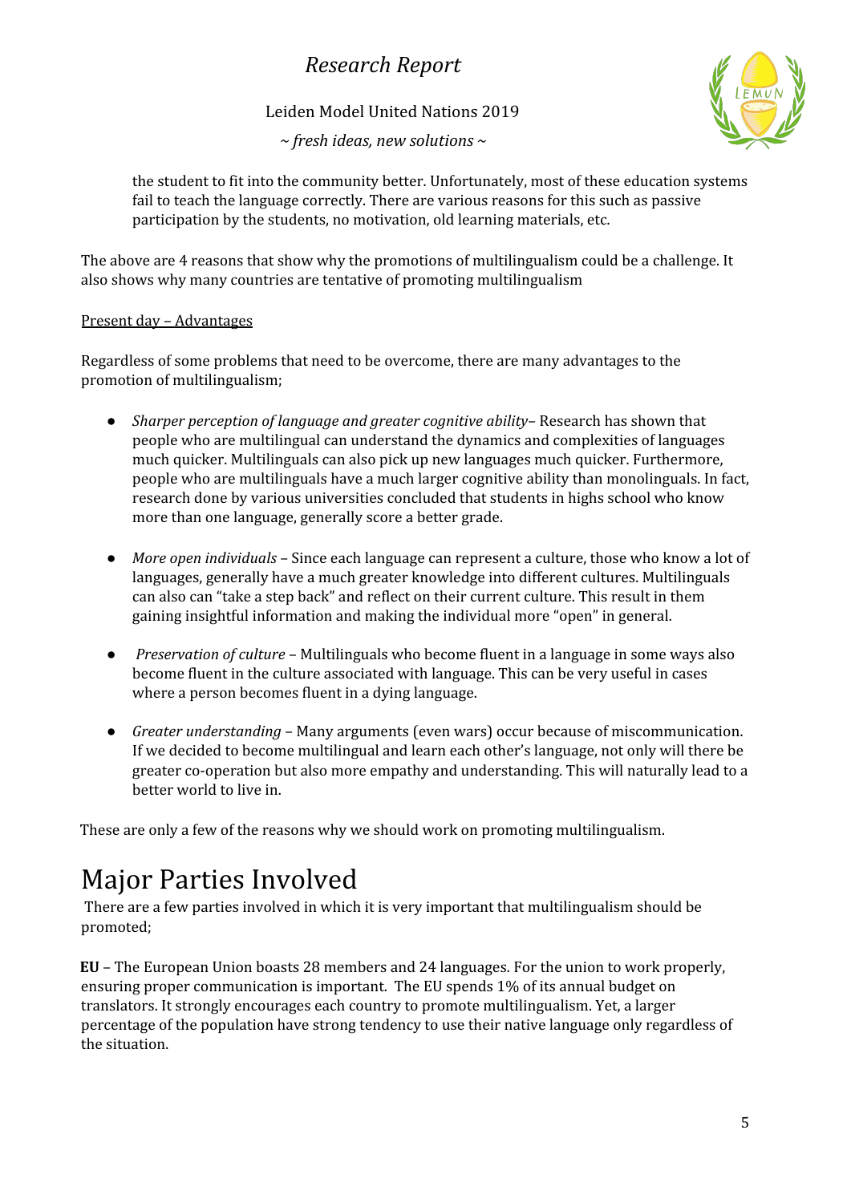the student to fit into the community better. Unfortunately, most of these education systems fail to teach the language correctly. There are various reasons for this such as passive participation by the students, no motivation, old learning materials, etc.

The above are 4 reasons that show why the promotions of multilingualism could be a challenge. It also shows why many countries are tentative of promoting multilingualism

<u>Present day – Advantages</u>

Regardless of some problems that need to be overcome, there are many advantages to the promotion of multilingualism;

- *Sharper perception of language and greater cognitive ability*– Research has shown that people who are multilingual can understand the dynamics and complexities of languages much quicker. Multilinguals can also pick up new languages much quicker. Furthermore, people who are multilinguals have a much larger cognitive ability than monolinguals. In fact, research done by various universities concluded that students in highs school who know more than one language, generally score a better grade.

- *More open individuals* – Since each language can represent a culture, those who know a lot of languages, generally have a much greater knowledge into different cultures. Multilinguals can also can "take a step back" and reflect on their current culture. This result in them gaining insightful information and making the individual more "open" in general.

- *Preservation of culture* – Multilinguals who become fluent in a language in some ways also become fluent in the culture associated with language. This can be very useful in cases where a person becomes fluent in a dying language.

- *Greater understanding* – Many arguments (even wars) occur because of miscommunication. If we decided to become multilingual and learn each other's language, not only will there be greater co-operation but also more empathy and understanding. This will naturally lead to a better world to live in.

These are only a few of the reasons why we should work on promoting multilingualism.

# Major Parties Involved

There are a few parties involved in which it is very important that multilingualism should be promoted;

**EU** – The European Union boasts 28 members and 24 languages. For the union to work properly, ensuring proper communication is important. The EU spends 1% of its annual budget on translators. It strongly encourages each country to promote multilingualism. Yet, a larger percentage of the population have strong tendency to use their native language only regardless of the situation.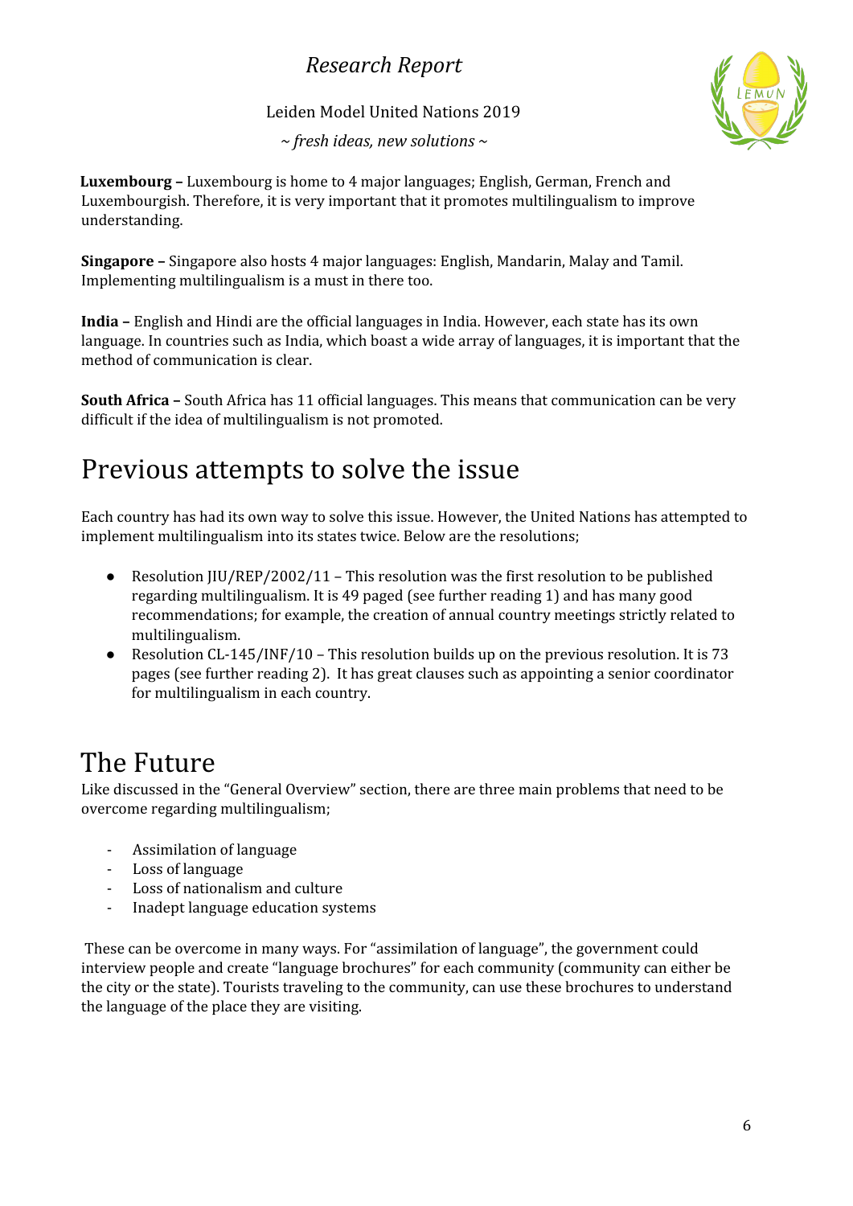**Luxembourg –** Luxembourg is home to 4 major languages; English, German, French and Luxembourgish. Therefore, it is very important that it promotes multilingualism to improve understanding.

**Singapore –** Singapore also hosts 4 major languages: English, Mandarin, Malay and Tamil. Implementing multilingualism is a must in there too.

**India –** English and Hindi are the official languages in India. However, each state has its own language. In countries such as India, which boast a wide array of languages, it is important that the method of communication is clear.

**South Africa –** South Africa has 11 official languages. This means that communication can be very difficult if the idea of multilingualism is not promoted.

# Previous attempts to solve the issue

Each country has had its own way to solve this issue. However, the United Nations has attempted to implement multilingualism into its states twice. Below are the resolutions;

- Resolution JIU/REP/2002/11 – This resolution was the first resolution to be published regarding multilingualism. It is 49 paged (see further reading 1) and has many good recommendations; for example, the creation of annual country meetings strictly related to multilingualism.
- Resolution CL-145/INF/10 – This resolution builds up on the previous resolution. It is 73 pages (see further reading 2). It has great clauses such as appointing a senior coordinator for multilingualism in each country.

# The Future

Like discussed in the "General Overview" section, there are three main problems that need to be overcome regarding multilingualism;

- Assimilation of language
- Loss of language
- Loss of nationalism and culture
- Inadept language education systems

These can be overcome in many ways. For "assimilation of language", the government could interview people and create "language brochures" for each community (community can either be the city or the state). Tourists traveling to the community, can use these brochures to understand the language of the place they are visiting.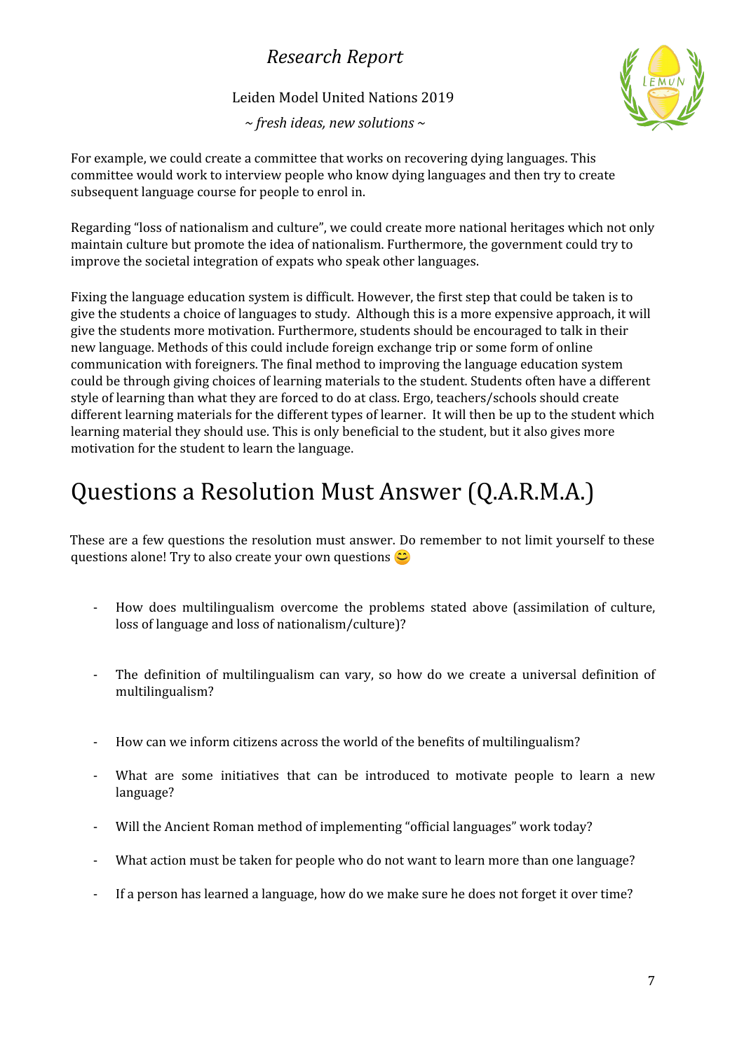For example, we could create a committee that works on recovering dying languages. This committee would work to interview people who know dying languages and then try to create subsequent language course for people to enrol in.

Regarding "loss of nationalism and culture", we could create more national heritages which not only maintain culture but promote the idea of nationalism. Furthermore, the government could try to improve the societal integration of expats who speak other languages.

Fixing the language education system is difficult. However, the first step that could be taken is to give the students a choice of languages to study. Although this is a more expensive approach, it will give the students more motivation. Furthermore, students should be encouraged to talk in their new language. Methods of this could include foreign exchange trip or some form of online communication with foreigners. The final method to improving the language education system could be through giving choices of learning materials to the student. Students often have a different style of learning than what they are forced to do at class. Ergo, teachers/schools should create different learning materials for the different types of learner. It will then be up to the student which learning material they should use. This is only beneficial to the student, but it also gives more motivation for the student to learn the language.

# Questions a Resolution Must Answer (Q.A.R.M.A.)

These are a few questions the resolution must answer. Do remember to not limit yourself to these questions alone! Try to also create your own questions 😊

- How does multilingualism overcome the problems stated above (assimilation of culture, loss of language and loss of nationalism/culture)?
- The definition of multilingualism can vary, so how do we create a universal definition of multilingualism?
- How can we inform citizens across the world of the benefits of multilingualism?
- What are some initiatives that can be introduced to motivate people to learn a new language?
- Will the Ancient Roman method of implementing "official languages" work today?
- What action must be taken for people who do not want to learn more than one language?
- If a person has learned a language, how do we make sure he does not forget it over time?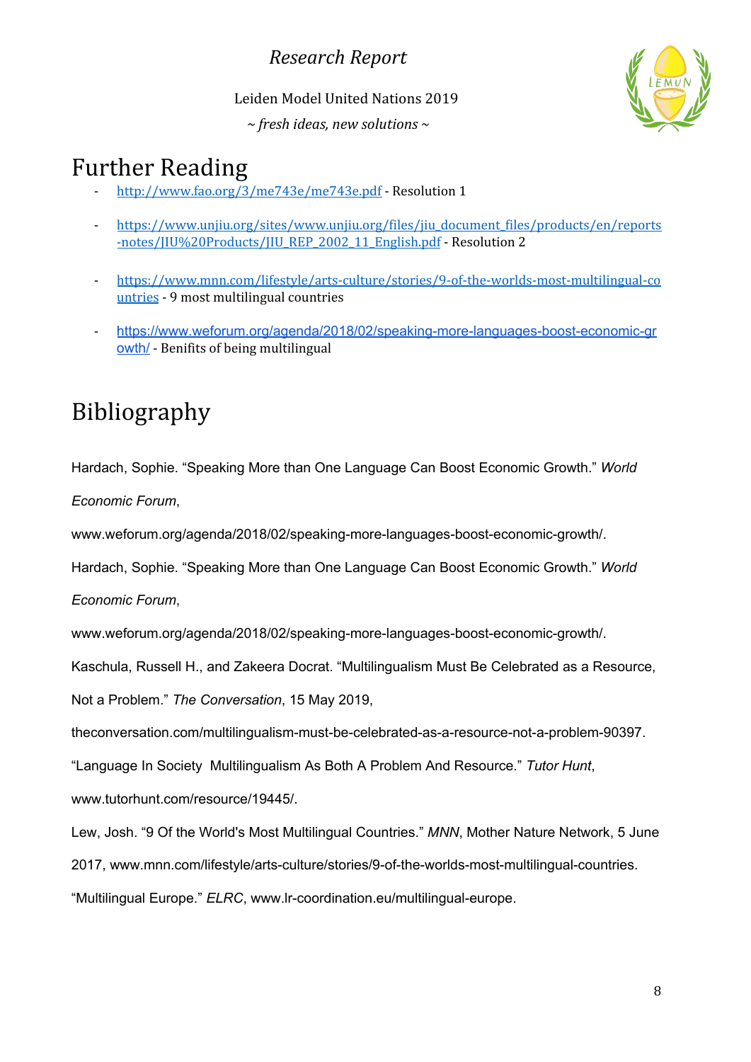# Further Reading

- http://www.fao.org/3/me743e/me743e.pdf - Resolution 1
- https://www.unjiu.org/sites/www.unjiu.org/files/jiu_document_files/products/en/reports-notes/JIU%20Products/JIU_REP_2002_11_English.pdf - Resolution 2
- https://www.mnn.com/lifestyle/arts-culture/stories/9-of-the-worlds-most-multilingual-countries - 9 most multilingual countries
- https://www.weforum.org/agenda/2018/02/speaking-more-languages-boost-economic-growth/ - Benifits of being multilingual

# Bibliography

Hardach, Sophie. "Speaking More than One Language Can Boost Economic Growth." *World Economic Forum*, www.weforum.org/agenda/2018/02/speaking-more-languages-boost-economic-growth/.

Hardach, Sophie. "Speaking More than One Language Can Boost Economic Growth." *World Economic Forum*, www.weforum.org/agenda/2018/02/speaking-more-languages-boost-economic-growth/.

Kaschula, Russell H., and Zakeera Docrat. "Multilingualism Must Be Celebrated as a Resource, Not a Problem." *The Conversation*, 15 May 2019, theconversation.com/multilingualism-must-be-celebrated-as-a-resource-not-a-problem-90397.

"Language In Society  Multilingualism As Both A Problem And Resource." *Tutor Hunt*, www.tutorhunt.com/resource/19445/.

Lew, Josh. "9 Of the World's Most Multilingual Countries." *MNN*, Mother Nature Network, 5 June 2017, www.mnn.com/lifestyle/arts-culture/stories/9-of-the-worlds-most-multilingual-countries.

"Multilingual Europe." *ELRC*, www.lr-coordination.eu/multilingual-europe.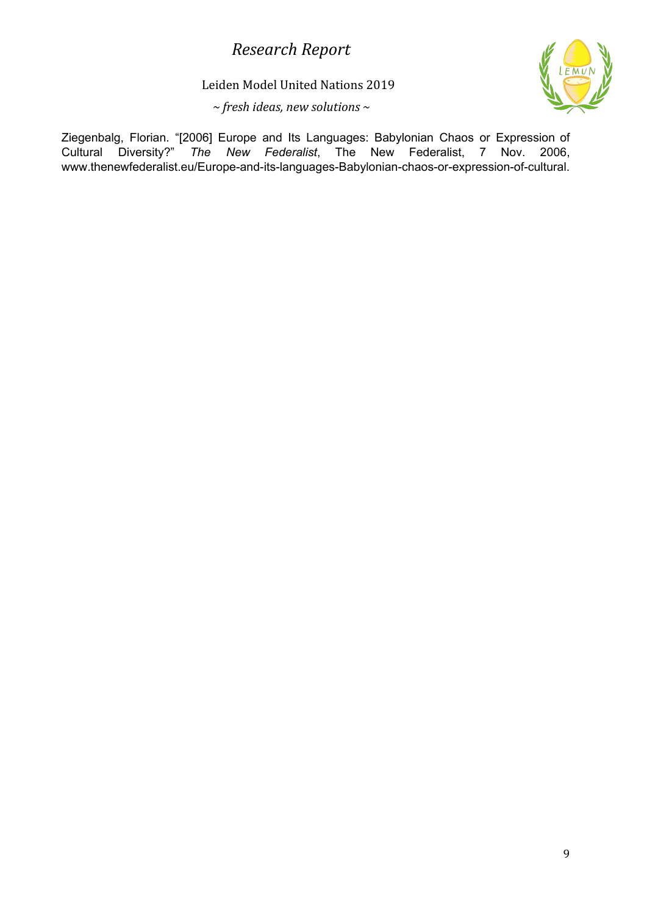Ziegenbalg, Florian. "[2006] Europe and Its Languages: Babylonian Chaos or Expression of Cultural Diversity?" *The New Federalist*, The New Federalist, 7 Nov. 2006, www.thenewfederalist.eu/Europe-and-its-languages-Babylonian-chaos-or-expression-of-cultural.